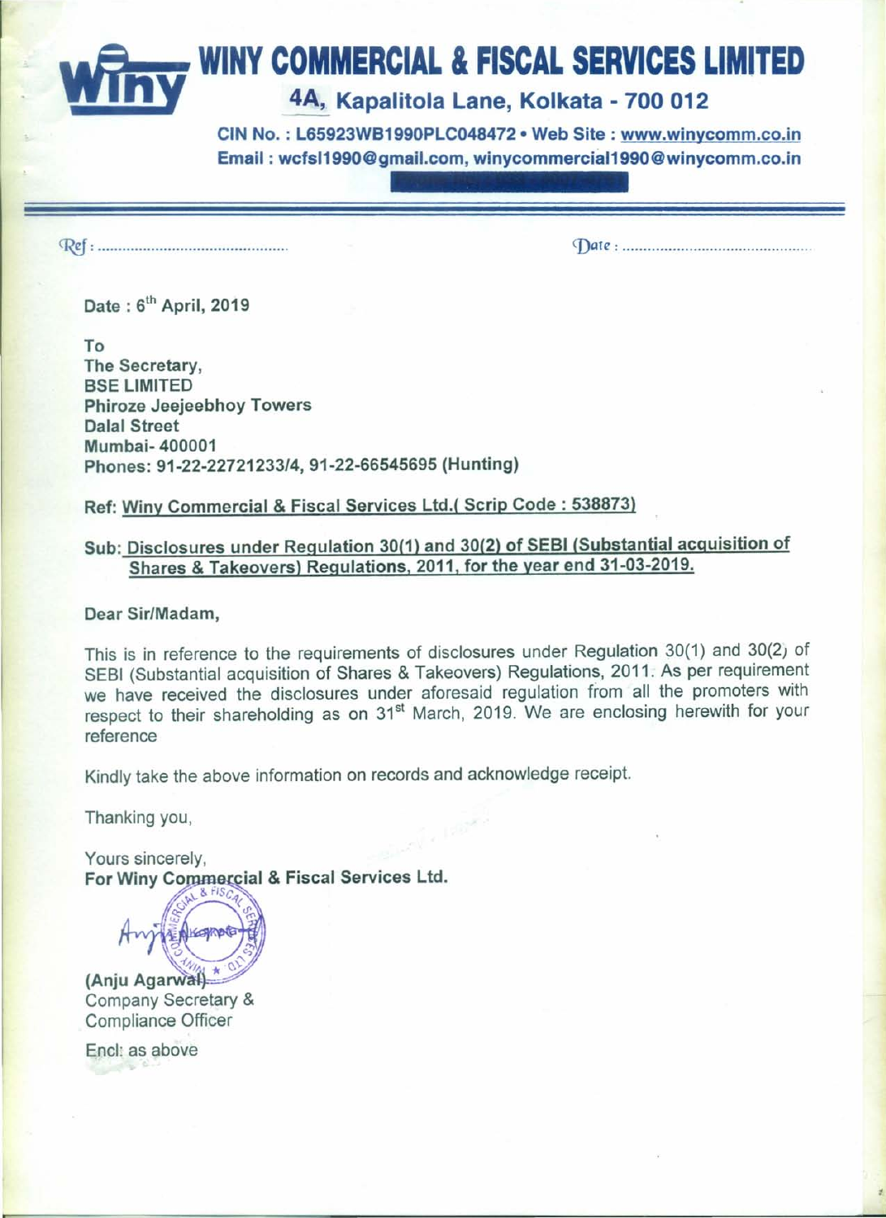# WINY COMMERCIAL & FISCAL SERVICES LIMITED

## 4A, Kapalitola Lane, Kolkata - 700 012

**CIN No. : L65923WB1990PLC048472 • Web Site : www.winycomm.co.in**
**Email : wcfsl1990@gmail.com, winycommercial1990@winycomm.co.in**

Ref : ............................................ Date : ............................................

**Date : 6th April, 2019**

**To**
**The Secretary,**
**BSE LIMITED**
**Phiroze Jeejeebhoy Towers**
**Dalal Street**
**Mumbai- 400001**
**Phones: 91-22-22721233/4, 91-22-66545695 (Hunting)**

**Ref: Winy Commercial & Fiscal Services Ltd.( Scrip Code : 538873)**

**Sub: Disclosures under Regulation 30(1) and 30(2) of SEBI (Substantial acquisition of Shares & Takeovers) Regulations, 2011, for the year end 31-03-2019.**

**Dear Sir/Madam,**

This is in reference to the requirements of disclosures under Regulation 30(1) and 30(2) of SEBI (Substantial acquisition of Shares & Takeovers) Regulations, 2011. As per requirement we have received the disclosures under aforesaid regulation from all the promoters with respect to their shareholding as on 31st March, 2019. We are enclosing herewith for your reference

Kindly take the above information on records and acknowledge receipt.

Thanking you,

Yours sincerely,
**For Winy Commercial & Fiscal Services Ltd.**

**(Anju Agarwal)**
Company Secretary &
Compliance Officer

Encl: as above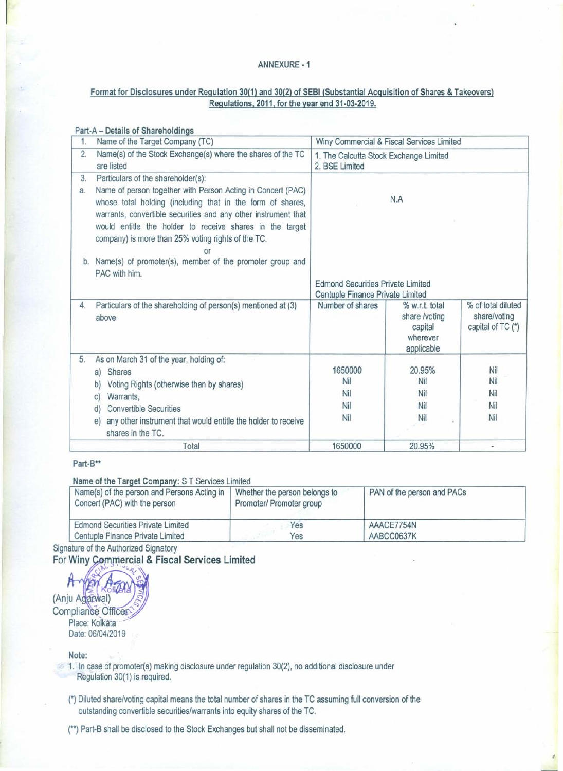# ANNEXURE - 1

## Format for Disclosures under Regulation 30(1) and 30(2) of SEBI (Substantial Acquisition of Shares & Takeovers) Regulations, 2011, for the year end 31-03-2019.

### Part-A – Details of Shareholdings

| | | | |
|---|---|---|---|
| 1. Name of the Target Company (TC) | Winy Commercial & Fiscal Services Limited | | |
| 2. Name(s) of the Stock Exchange(s) where the shares of the TC are listed | 1. The Calcutta Stock Exchange Limited<br>2. BSE Limited | | |
| 3. Particulars of the shareholder(s):<br>a. Name of person together with Person Acting in Concert (PAC) whose total holding (including that in the form of shares, warrants, convertible securities and any other instrument that would entitle the holder to receive shares in the target company) is more than 25% voting rights of the TC.<br>or<br>b. Name(s) of promoter(s), member of the promoter group and PAC with him. | N.A<br><br>Edmond Securities Private Limited<br>Centuple Finance Private Limited | | |
| 4. Particulars of the shareholding of person(s) mentioned at (3) above | Number of shares | % w.r.t. total share /voting capital wherever applicable | % of total diluted share/voting capital of TC (*) |
| 5. As on March 31 of the year, holding of: | | | |
| a) Shares | 1650000 | 20.95% | Nil |
| b) Voting Rights (otherwise than by shares) | Nil | Nil | Nil |
| c) Warrants, | Nil | Nil | Nil |
| d) Convertible Securities | Nil | Nil | Nil |
| e) any other instrument that would entitle the holder to receive shares in the TC. | Nil | Nil | Nil |
| Total | 1650000 | 20.95% | - |

### Part-B**

**Name of the Target Company:** S T Services Limited

| Name(s) of the person and Persons Acting in Concert (PAC) with the person | Whether the person belongs to Promoter/ Promoter group | PAN of the person and PACs |
|---|---|---|
| Edmond Securities Private Limited | Yes | AAACE7754N |
| Centuple Finance Private Limited | Yes | AABCC0637K |

Signature of the Authorized Signatory

**For Winy Commercial & Fiscal Services Limited**

(Anju Agarwal)
Compliance Officer
Place: Kolkata
Date: 06/04/2019

**Note:**

1. In case of promoter(s) making disclosure under regulation 30(2), no additional disclosure under Regulation 30(1) is required.

(*) Diluted share/voting capital means the total number of shares in the TC assuming full conversion of the outstanding convertible securities/warrants into equity shares of the TC.

(**) Part-B shall be disclosed to the Stock Exchanges but shall not be disseminated.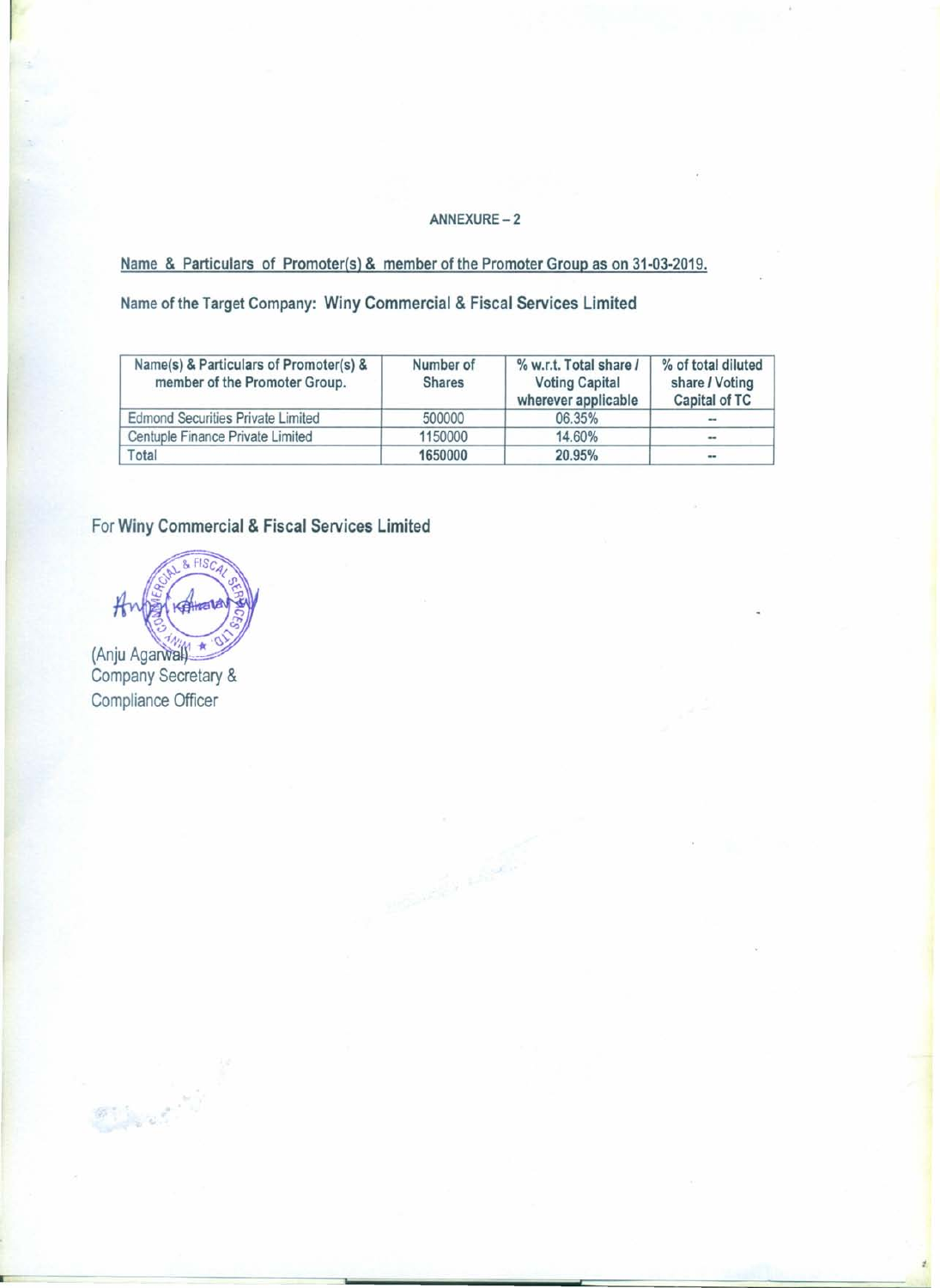ANNEXURE – 2

Name & Particulars of Promoter(s) & member of the Promoter Group as on 31-03-2019.

Name of the Target Company: **Winy Commercial & Fiscal Services Limited**

| Name(s) & Particulars of Promoter(s) & member of the Promoter Group. | Number of Shares | % w.r.t. Total share / Voting Capital wherever applicable | % of total diluted share / Voting Capital of TC |
|---|---|---|---|
| Edmond Securities Private Limited | 500000 | 06.35% | -- |
| Centuple Finance Private Limited | 1150000 | 14.60% | -- |
| Total | 1650000 | 20.95% | -- |

For **Winy Commercial & Fiscal Services Limited**

(Anju Agarwal)
Company Secretary &
Compliance Officer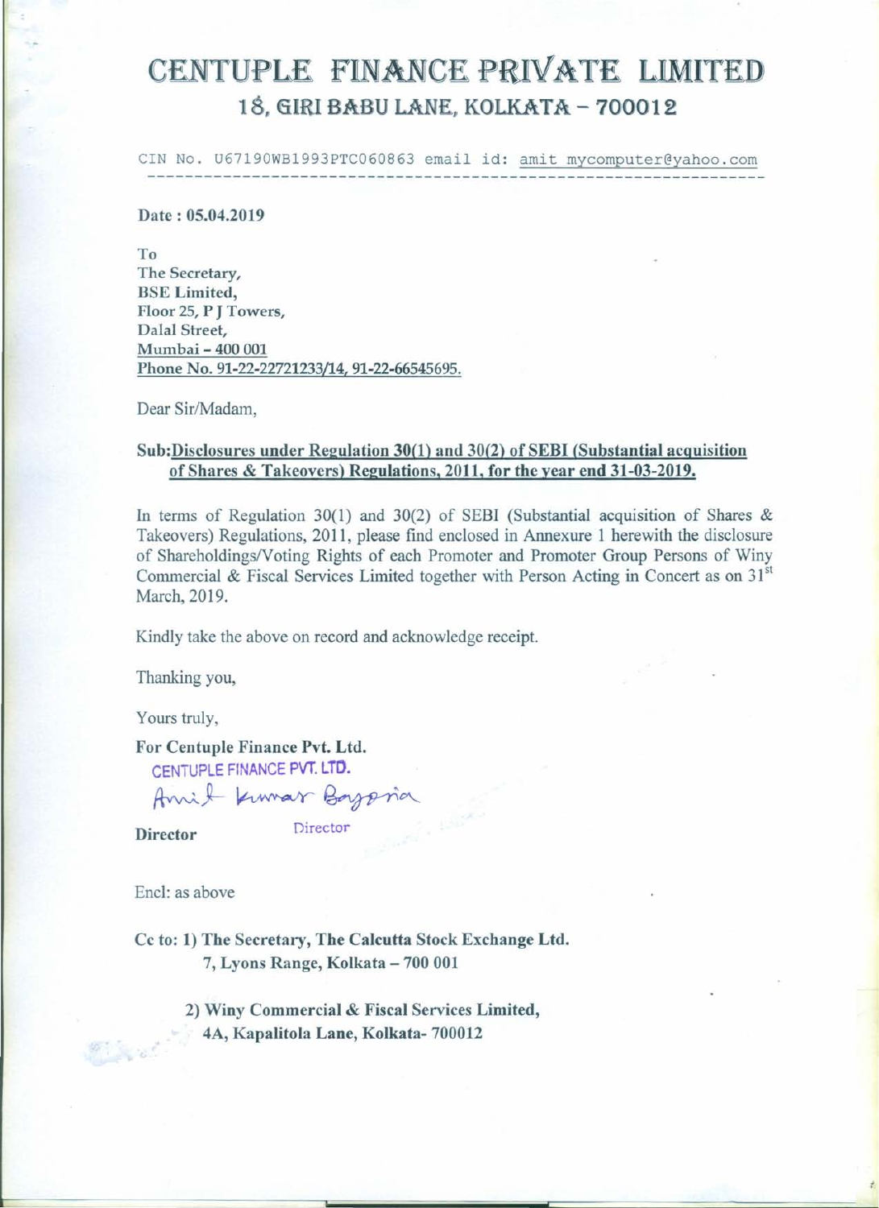# CENTUPLE FINANCE PRIVATE LIMITED

## 18, GIRI BABU LANE, KOLKATA – 700012

CIN No. U67190WB1993PTC060863 email id: amit mycomputer@yahoo.com

---

**Date : 05.04.2019**

To
**The Secretary,**
**BSE Limited,**
**Floor 25, P J Towers,**
**Dalal Street,**
**Mumbai – 400 001**
**Phone No. 91-22-22721233/14, 91-22-66545695.**

Dear Sir/Madam,

**Sub:Disclosures under Regulation 30(1) and 30(2) of SEBI (Substantial acquisition of Shares & Takeovers) Regulations, 2011, for the year end 31-03-2019.**

In terms of Regulation 30(1) and 30(2) of SEBI (Substantial acquisition of Shares & Takeovers) Regulations, 2011, please find enclosed in Annexure 1 herewith the disclosure of Shareholdings/Voting Rights of each Promoter and Promoter Group Persons of Winy Commercial & Fiscal Services Limited together with Person Acting in Concert as on 31st March, 2019.

Kindly take the above on record and acknowledge receipt.

Thanking you,

Yours truly,

**For Centuple Finance Pvt. Ltd.**
CENTUPLE FINANCE PVT. LTD.
Amit Kumar Bagaria
**Director** Director

Encl: as above

**Cc to: 1) The Secretary, The Calcutta Stock Exchange Ltd.**
**7, Lyons Range, Kolkata – 700 001**

**2) Winy Commercial & Fiscal Services Limited,**
**4A, Kapalitola Lane, Kolkata- 700012**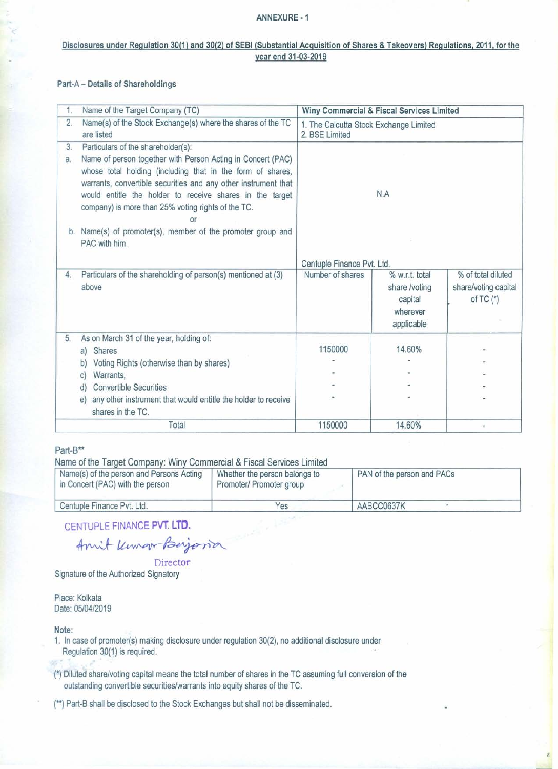ANNEXURE - 1

## Disclosures under Regulation 30(1) and 30(2) of SEBI (Substantial Acquisition of Shares & Takeovers) Regulations, 2011, for the year end 31-03-2019

### Part-A – Details of Shareholdings

| | | | |
|---|---|---|---|
| 1. Name of the Target Company (TC) | **Winy Commercial & Fiscal Services Limited** | | |
| 2. Name(s) of the Stock Exchange(s) where the shares of the TC are listed | 1. The Calcutta Stock Exchange Limited<br>2. BSE Limited | | |
| 3. Particulars of the shareholder(s):<br>a. Name of person together with Person Acting in Concert (PAC) whose total holding (including that in the form of shares, warrants, convertible securities and any other instrument that would entitle the holder to receive shares in the target company) is more than 25% voting rights of the TC.<br>or<br>b. Name(s) of promoter(s), member of the promoter group and PAC with him. | N.A<br><br>Centuple Finance Pvt. Ltd. | | |
| 4. Particulars of the shareholding of person(s) mentioned at (3) above | Number of shares | % w.r.t. total share /voting capital wherever applicable | % of total diluted share/voting capital of TC (*) |
| 5. As on March 31 of the year, holding of:<br>a) Shares | 1150000 | 14.60% | - |
| b) Voting Rights (otherwise than by shares) | - | - | - |
| c) Warrants, | - | - | - |
| d) Convertible Securities | - | - | - |
| e) any other instrument that would entitle the holder to receive shares in the TC. | - | - | - |
| Total | 1150000 | 14.60% | - |

Part-B**

Name of the Target Company: Winy Commercial & Fiscal Services Limited

| Name(s) of the person and Persons Acting in Concert (PAC) with the person | Whether the person belongs to Promoter/ Promoter group | PAN of the person and PACs |
|---|---|---|
| Centuple Finance Pvt. Ltd. | Yes | AABCC0637K |

CENTUPLE FINANCE PVT. LTD.

Amit Kumar Bajoria

Director

Signature of the Authorized Signatory

Place: Kolkata
Date: 05/04/2019

**Note:**

1. In case of promoter(s) making disclosure under regulation 30(2), no additional disclosure under Regulation 30(1) is required.

(*) Diluted share/voting capital means the total number of shares in the TC assuming full conversion of the outstanding convertible securities/warrants into equity shares of the TC.

(**) Part-B shall be disclosed to the Stock Exchanges but shall not be disseminated.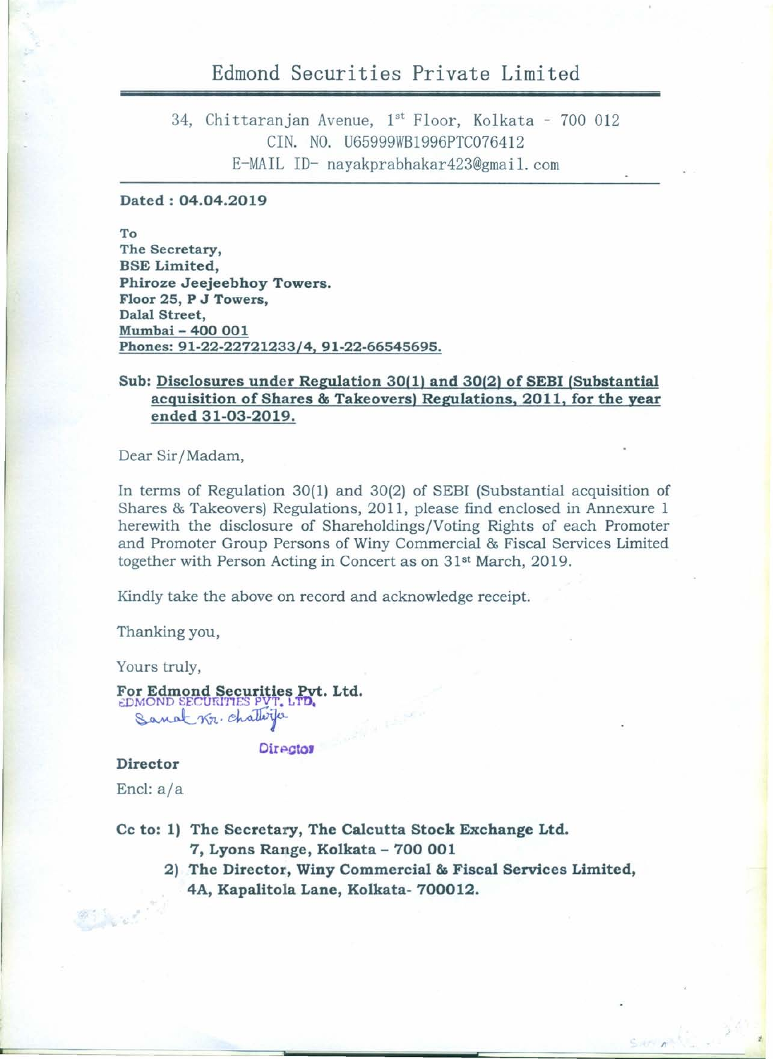# Edmond Securities Private Limited

34, Chittaranjan Avenue, 1st Floor, Kolkata - 700 012
CIN. NO. U65999WB1996PTC076412
E-MAIL ID- nayakprabhakar423@gmail.com

**Dated : 04.04.2019**

**To**
**The Secretary,**
**BSE Limited,**
**Phiroze Jeejeebhoy Towers.**
**Floor 25, P J Towers,**
**Dalal Street,**
**Mumbai – 400 001**
**Phones: 91-22-22721233/4, 91-22-66545695.**

**Sub: Disclosures under Regulation 30(1) and 30(2) of SEBI (Substantial acquisition of Shares & Takeovers) Regulations, 2011, for the year ended 31-03-2019.**

Dear Sir/Madam,

In terms of Regulation 30(1) and 30(2) of SEBI (Substantial acquisition of Shares & Takeovers) Regulations, 2011, please find enclosed in Annexure 1 herewith the disclosure of Shareholdings/Voting Rights of each Promoter and Promoter Group Persons of Winy Commercial & Fiscal Services Limited together with Person Acting in Concert as on 31st March, 2019.

Kindly take the above on record and acknowledge receipt.

Thanking you,

Yours truly,

**For Edmond Securities Pvt. Ltd.**
EDMOND SECURITIES PVT. LTD.
Sanat Kr. Chatterjee
Director

**Director**

Encl: a/a

**Cc to: 1) The Secretary, The Calcutta Stock Exchange Ltd.**
**7, Lyons Range, Kolkata – 700 001**
**2) The Director, Winy Commercial & Fiscal Services Limited,**
**4A, Kapalitola Lane, Kolkata- 700012.**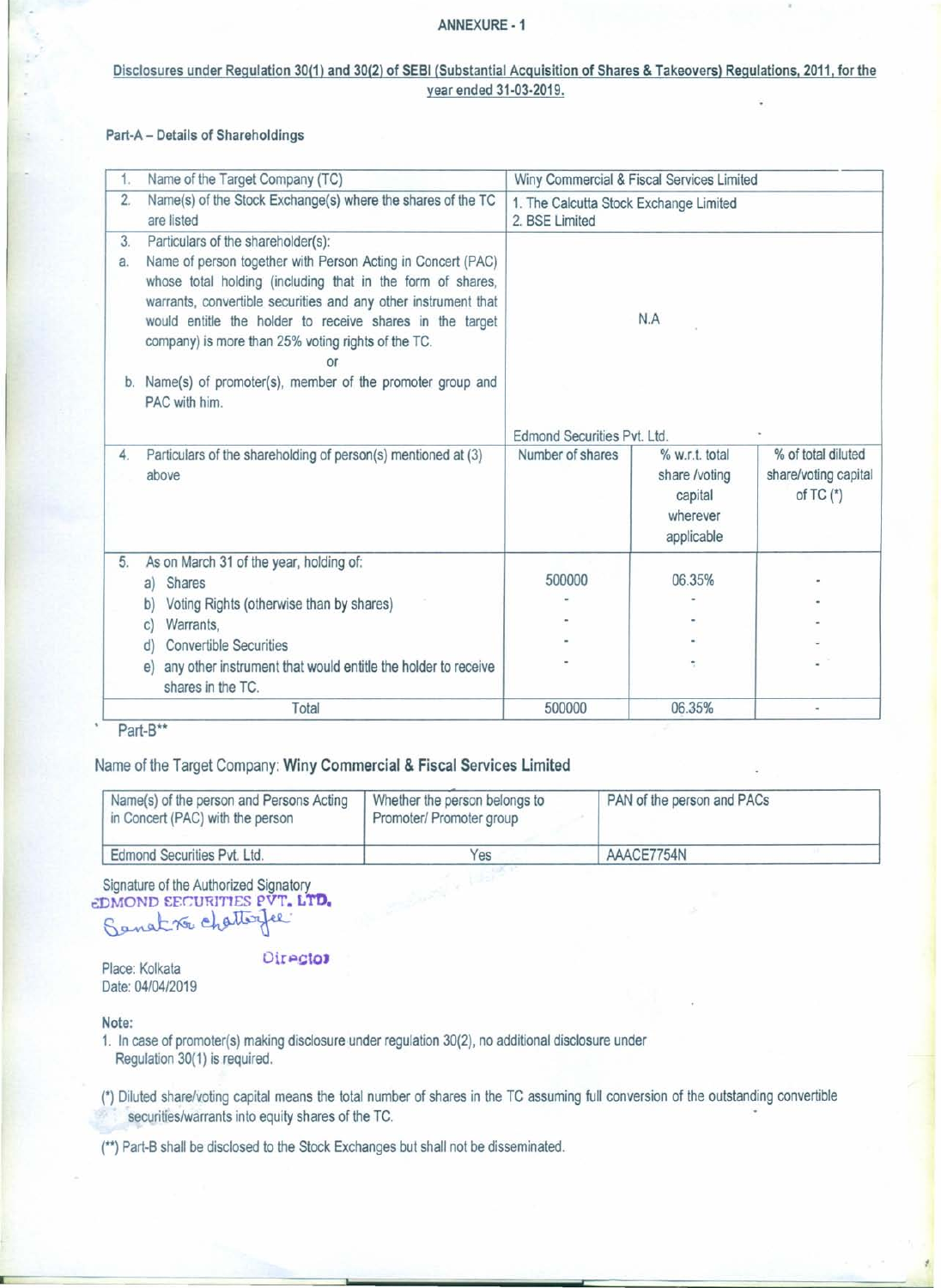# ANNEXURE - 1

**Disclosures under Regulation 30(1) and 30(2) of SEBI (Substantial Acquisition of Shares & Takeovers) Regulations, 2011, for the year ended 31-03-2019.**

### Part-A – Details of Shareholdings

| | | | | |
|---|---|---|---|---|
| 1. | Name of the Target Company (TC) | Winy Commercial & Fiscal Services Limited | | |
| 2. | Name(s) of the Stock Exchange(s) where the shares of the TC are listed | 1. The Calcutta Stock Exchange Limited<br>2. BSE Limited | | |
| 3. | Particulars of the shareholder(s):<br>a. Name of person together with Person Acting in Concert (PAC) whose total holding (including that in the form of shares, warrants, convertible securities and any other instrument that would entitle the holder to receive shares in the target company) is more than 25% voting rights of the TC.<br>or<br>b. Name(s) of promoter(s), member of the promoter group and PAC with him. | N.A<br><br>Edmond Securities Pvt. Ltd. | | |
| 4. | Particulars of the shareholding of person(s) mentioned at (3) above | Number of shares | % w.r.t. total share /voting capital wherever applicable | % of total diluted share/voting capital of TC (*) |
| 5. | As on March 31 of the year, holding of:<br>a) Shares<br>b) Voting Rights (otherwise than by shares)<br>c) Warrants,<br>d) Convertible Securities<br>e) any other instrument that would entitle the holder to receive shares in the TC. | 500000<br>-<br>-<br>-<br>- | 06.35%<br>-<br>-<br>-<br>- | -<br>-<br>-<br>-<br>- |
| | Total | 500000 | 06.35% | - |

### Part-B**

Name of the Target Company: **Winy Commercial & Fiscal Services Limited**

| Name(s) of the person and Persons Acting in Concert (PAC) with the person | Whether the person belongs to Promoter/ Promoter group | PAN of the person and PACs |
|---|---|---|
| Edmond Securities Pvt. Ltd. | Yes | AAACE7754N |

Signature of the Authorized Signatory
EDMOND SECURITIES PVT. LTD.
Sanat Kr. Chatterjee
Director

Place: Kolkata
Date: 04/04/2019

**Note:**

1. In case of promoter(s) making disclosure under regulation 30(2), no additional disclosure under Regulation 30(1) is required.

(*) Diluted share/voting capital means the total number of shares in the TC assuming full conversion of the outstanding convertible securities/warrants into equity shares of the TC.

(**) Part-B shall be disclosed to the Stock Exchanges but shall not be disseminated.